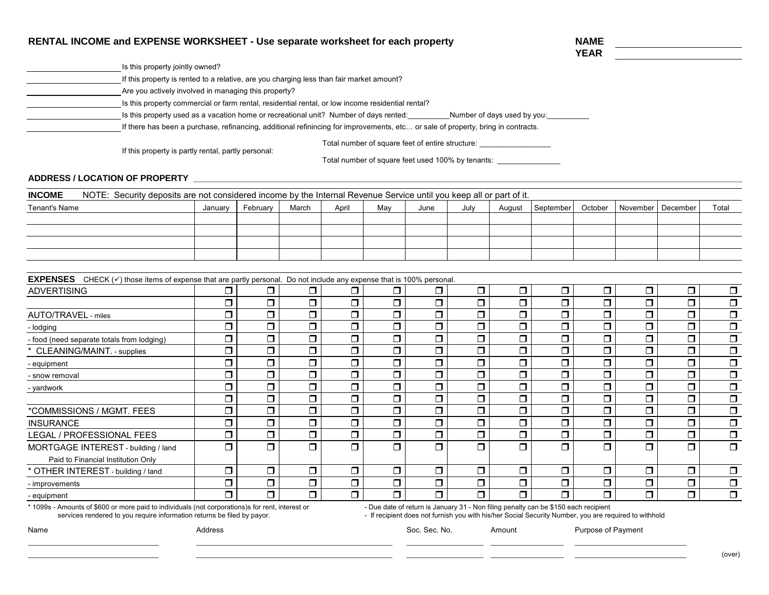## RENTAL INCOME and EXPENSE WORKSHEET - Use separate worksheet for each property

**NAME** ______________________

**YEAR** ______________________

______________ Is this property jointly owned?

______________ If this property is rented to a relative, are you charging less than fair market amount?

______________ Are you actively involved in managing this property?

______________ Is this property commercial or farm rental, residential rental, or low income residential rental?

______________ Is this property used as a vacation home or recreational unit? Number of days rented:__________Number of days used by you:__________

______________ If there has been a purchase, refinancing, additional refinincing for improvements, etc… or sale of property, bring in contracts.

If this property is partly rental, partly personal:

Total number of square feet of entire structure: _________________

Total number of square feet used 100% by tenants: _______________

**ADDRESS / LOCATION OF PROPERTY** ____________________________________________________________

**INCOME** NOTE: Security deposits are not considered income by the Internal Revenue Service until you keep all or part of it.

| Tenant's Name | January | February | March | April | May | June | July | August | September | October | November | December | Total |
|---|---|---|---|---|---|---|---|---|---|---|---|---|---|
| | | | | | | | | | | | | | |
| | | | | | | | | | | | | | |
| | | | | | | | | | | | | | |
| | | | | | | | | | | | | | |

**EXPENSES** CHECK (✓) those items of expense that are partly personal. Do not include any expense that is 100% personal.

| | | | | | | | | | | | | | |
|---|---|---|---|---|---|---|---|---|---|---|---|---|---|
| ADVERTISING | ❐ | ❐ | ❐ | ❐ | ❐ | ❐ | ❐ | ❐ | ❐ | ❐ | ❐ | ❐ | ❐ |
| | ❐ | ❐ | ❐ | ❐ | ❐ | ❐ | ❐ | ❐ | ❐ | ❐ | ❐ | ❐ | ❐ |
| AUTO/TRAVEL - miles | ❐ | ❐ | ❐ | ❐ | ❐ | ❐ | ❐ | ❐ | ❐ | ❐ | ❐ | ❐ | ❐ |
| - lodging | ❐ | ❐ | ❐ | ❐ | ❐ | ❐ | ❐ | ❐ | ❐ | ❐ | ❐ | ❐ | ❐ |
| - food (need separate totals from lodging) | ❐ | ❐ | ❐ | ❐ | ❐ | ❐ | ❐ | ❐ | ❐ | ❐ | ❐ | ❐ | ❐ |
| * CLEANING/MAINT. - supplies | ❐ | ❐ | ❐ | ❐ | ❐ | ❐ | ❐ | ❐ | ❐ | ❐ | ❐ | ❐ | ❐ |
| - equipment | ❐ | ❐ | ❐ | ❐ | ❐ | ❐ | ❐ | ❐ | ❐ | ❐ | ❐ | ❐ | ❐ |
| - snow removal | ❐ | ❐ | ❐ | ❐ | ❐ | ❐ | ❐ | ❐ | ❐ | ❐ | ❐ | ❐ | ❐ |
| - yardwork | ❐ | ❐ | ❐ | ❐ | ❐ | ❐ | ❐ | ❐ | ❐ | ❐ | ❐ | ❐ | ❐ |
| | ❐ | ❐ | ❐ | ❐ | ❐ | ❐ | ❐ | ❐ | ❐ | ❐ | ❐ | ❐ | ❐ |
| *COMMISSIONS / MGMT. FEES | ❐ | ❐ | ❐ | ❐ | ❐ | ❐ | ❐ | ❐ | ❐ | ❐ | ❐ | ❐ | ❐ |
| INSURANCE | ❐ | ❐ | ❐ | ❐ | ❐ | ❐ | ❐ | ❐ | ❐ | ❐ | ❐ | ❐ | ❐ |
| LEGAL / PROFESSIONAL FEES | ❐ | ❐ | ❐ | ❐ | ❐ | ❐ | ❐ | ❐ | ❐ | ❐ | ❐ | ❐ | ❐ |
| MORTGAGE INTEREST - building / land<br>Paid to Financial Institution Only | ❐ | ❐ | ❐ | ❐ | ❐ | ❐ | ❐ | ❐ | ❐ | ❐ | ❐ | ❐ | ❐ |
| * OTHER INTEREST - building / land | ❐ | ❐ | ❐ | ❐ | ❐ | ❐ | ❐ | ❐ | ❐ | ❐ | ❐ | ❐ | ❐ |
| - improvements | ❐ | ❐ | ❐ | ❐ | ❐ | ❐ | ❐ | ❐ | ❐ | ❐ | ❐ | ❐ | ❐ |
| - equipment | ❐ | ❐ | ❐ | ❐ | ❐ | ❐ | ❐ | ❐ | ❐ | ❐ | ❐ | ❐ | ❐ |

* 1099s - Amounts of $600 or more paid to individuals (not corporations)s for rent, interest or services rendered to you require information returns be filed by payor.

- Due date of return is January 31 - Non filing penalty can be $150 each recipient
- If recipient does not furnish you with his/her Social Security Number, you are required to withhold

| Name | Address | Soc. Sec. No. | Amount | Purpose of Payment |
|---|---|---|---|---|
| | | | | |
| | | | | |

(over)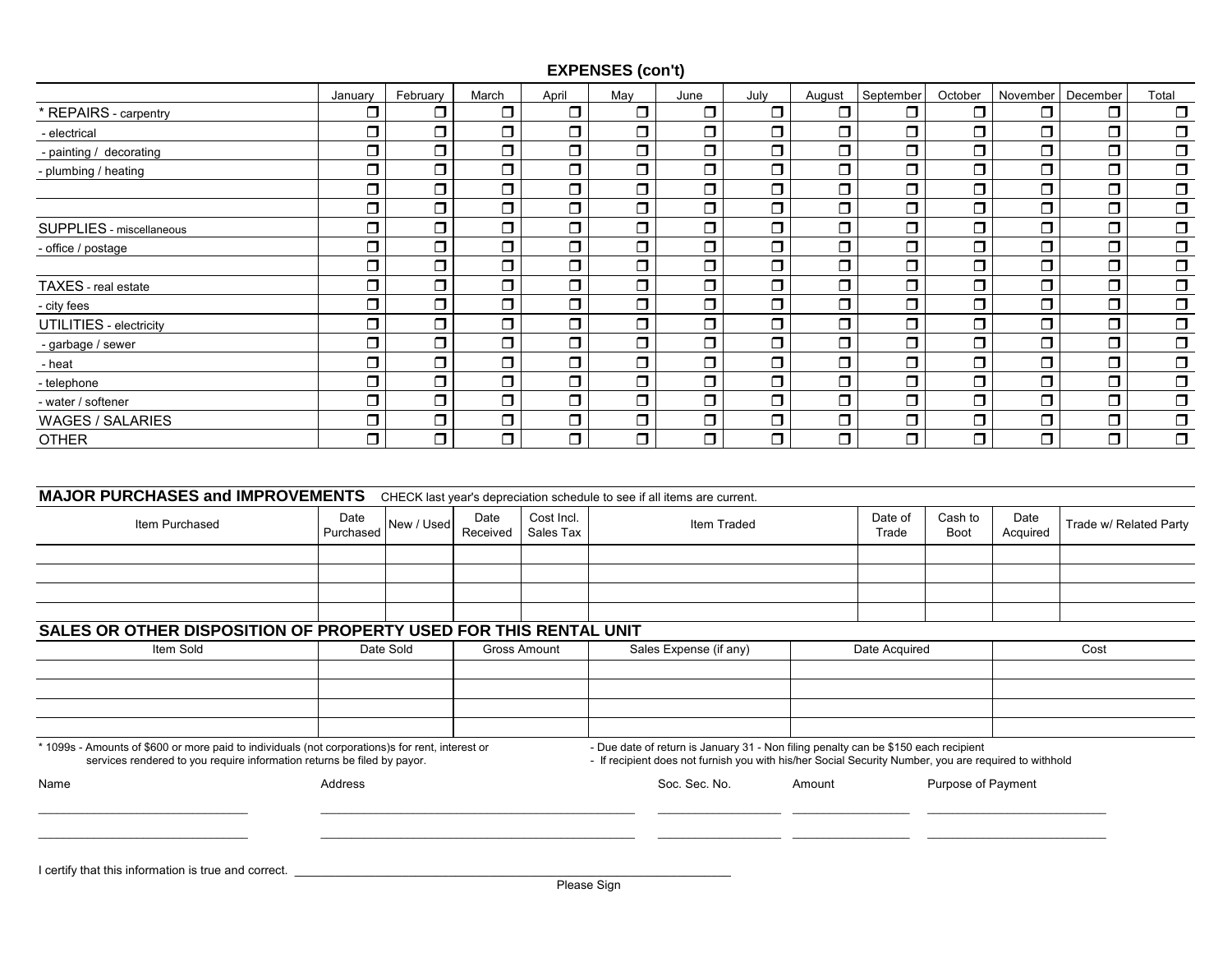## EXPENSES (con't)

| | January | February | March | April | May | June | July | August | September | October | November | December | Total |
|---|---|---|---|---|---|---|---|---|---|---|---|---|---|
| * REPAIRS - carpentry | ❐ | ❐ | ❐ | ❐ | ❐ | ❐ | ❐ | ❐ | ❐ | ❐ | ❐ | ❐ | ❐ |
| - electrical | ❐ | ❐ | ❐ | ❐ | ❐ | ❐ | ❐ | ❐ | ❐ | ❐ | ❐ | ❐ | ❐ |
| - painting / decorating | ❐ | ❐ | ❐ | ❐ | ❐ | ❐ | ❐ | ❐ | ❐ | ❐ | ❐ | ❐ | ❐ |
| - plumbing / heating | ❐ | ❐ | ❐ | ❐ | ❐ | ❐ | ❐ | ❐ | ❐ | ❐ | ❐ | ❐ | ❐ |
| | ❐ | ❐ | ❐ | ❐ | ❐ | ❐ | ❐ | ❐ | ❐ | ❐ | ❐ | ❐ | ❐ |
| | ❐ | ❐ | ❐ | ❐ | ❐ | ❐ | ❐ | ❐ | ❐ | ❐ | ❐ | ❐ | ❐ |
| SUPPLIES - miscellaneous | ❐ | ❐ | ❐ | ❐ | ❐ | ❐ | ❐ | ❐ | ❐ | ❐ | ❐ | ❐ | ❐ |
| - office / postage | ❐ | ❐ | ❐ | ❐ | ❐ | ❐ | ❐ | ❐ | ❐ | ❐ | ❐ | ❐ | ❐ |
| | ❐ | ❐ | ❐ | ❐ | ❐ | ❐ | ❐ | ❐ | ❐ | ❐ | ❐ | ❐ | ❐ |
| TAXES - real estate | ❐ | ❐ | ❐ | ❐ | ❐ | ❐ | ❐ | ❐ | ❐ | ❐ | ❐ | ❐ | ❐ |
| - city fees | ❐ | ❐ | ❐ | ❐ | ❐ | ❐ | ❐ | ❐ | ❐ | ❐ | ❐ | ❐ | ❐ |
| UTILITIES - electricity | ❐ | ❐ | ❐ | ❐ | ❐ | ❐ | ❐ | ❐ | ❐ | ❐ | ❐ | ❐ | ❐ |
| - garbage / sewer | ❐ | ❐ | ❐ | ❐ | ❐ | ❐ | ❐ | ❐ | ❐ | ❐ | ❐ | ❐ | ❐ |
| - heat | ❐ | ❐ | ❐ | ❐ | ❐ | ❐ | ❐ | ❐ | ❐ | ❐ | ❐ | ❐ | ❐ |
| - telephone | ❐ | ❐ | ❐ | ❐ | ❐ | ❐ | ❐ | ❐ | ❐ | ❐ | ❐ | ❐ | ❐ |
| - water / softener | ❐ | ❐ | ❐ | ❐ | ❐ | ❐ | ❐ | ❐ | ❐ | ❐ | ❐ | ❐ | ❐ |
| WAGES / SALARIES | ❐ | ❐ | ❐ | ❐ | ❐ | ❐ | ❐ | ❐ | ❐ | ❐ | ❐ | ❐ | ❐ |
| OTHER | ❐ | ❐ | ❐ | ❐ | ❐ | ❐ | ❐ | ❐ | ❐ | ❐ | ❐ | ❐ | ❐ |

## MAJOR PURCHASES and IMPROVEMENTS

CHECK last year's depreciation schedule to see if all items are current.

| Item Purchased | Date Purchased | New / Used | Date Received | Cost Incl. Sales Tax | Item Traded | Date of Trade | Cash to Boot | Date Acquired | Trade w/ Related Party |
|---|---|---|---|---|---|---|---|---|---|
| | | | | | | | | | |
| | | | | | | | | | |
| | | | | | | | | | |
| | | | | | | | | | |

## SALES OR OTHER DISPOSITION OF PROPERTY USED FOR THIS RENTAL UNIT

| Item Sold | Date Sold | Gross Amount | Sales Expense (if any) | Date Acquired | Cost |
|---|---|---|---|---|---|
| | | | | | |
| | | | | | |
| | | | | | |
| | | | | | |

* 1099s - Amounts of $600 or more paid to individuals (not corporations)s for rent, interest or services rendered to you require information returns be filed by payor.

- Due date of return is January 31 - Non filing penalty can be $150 each recipient
- If recipient does not furnish you with his/her Social Security Number, you are required to withhold

| Name | Address | Soc. Sec. No. | Amount | Purpose of Payment |
|---|---|---|---|---|
| | | | | |
| | | | | |

I certify that this information is true and correct. ______________________________

Please Sign